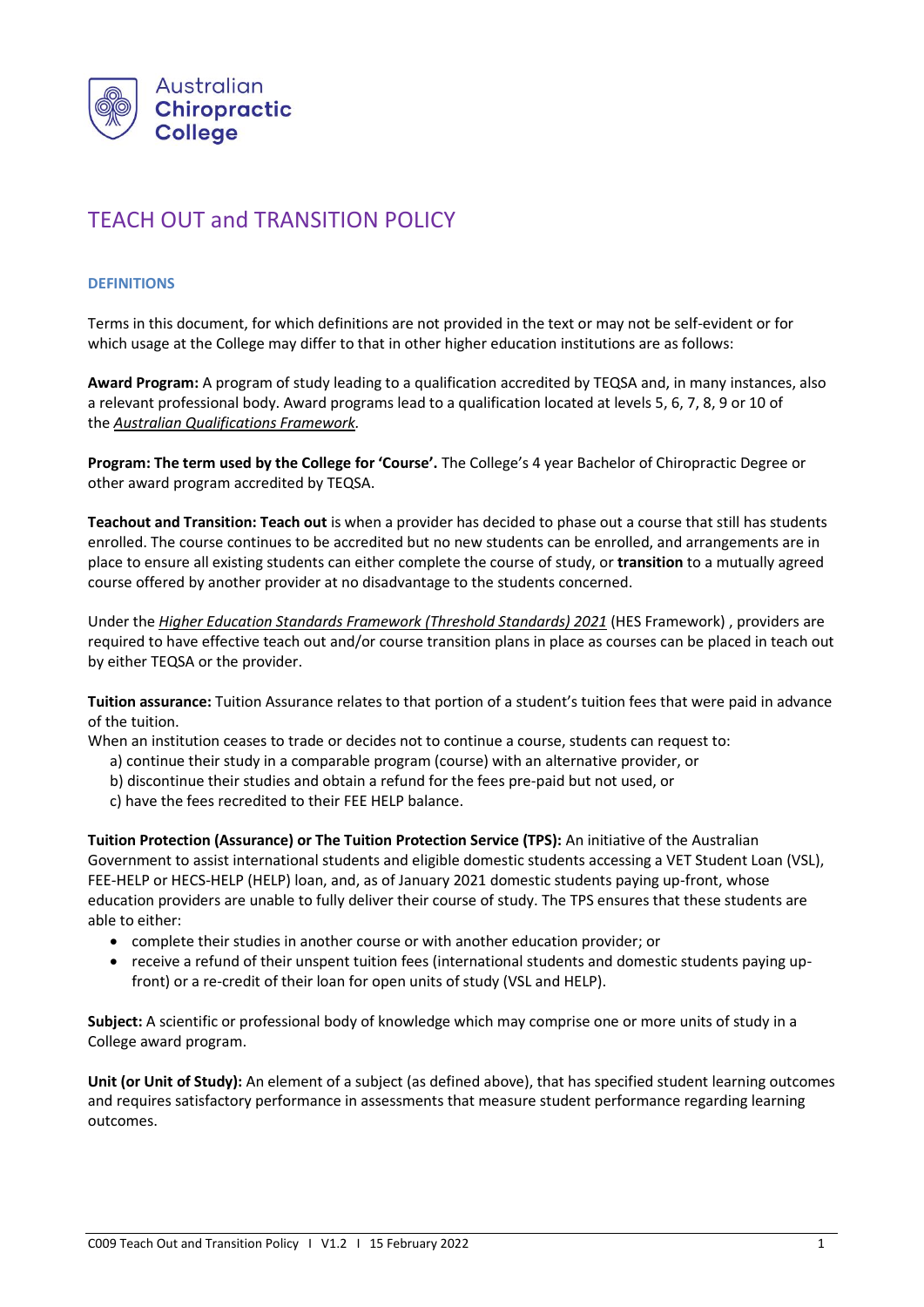Australian Chiropractic College

# TEACH OUT and TRANSITION POLICY

## DEFINITIONS

Terms in this document, for which definitions are not provided in the text or may not be self-evident or for which usage at the College may differ to that in other higher education institutions are as follows:

**Award Program:** A program of study leading to a qualification accredited by TEQSA and, in many instances, also a relevant professional body. Award programs lead to a qualification located at levels 5, 6, 7, 8, 9 or 10 of the *Australian Qualifications Framework*.

**Program: The term used by the College for 'Course'.** The College's 4 year Bachelor of Chiropractic Degree or other award program accredited by TEQSA.

**Teachout and Transition: Teach out** is when a provider has decided to phase out a course that still has students enrolled. The course continues to be accredited but no new students can be enrolled, and arrangements are in place to ensure all existing students can either complete the course of study, or **transition** to a mutually agreed course offered by another provider at no disadvantage to the students concerned.

Under the *Higher Education Standards Framework (Threshold Standards) 2021* (HES Framework) , providers are required to have effective teach out and/or course transition plans in place as courses can be placed in teach out by either TEQSA or the provider.

**Tuition assurance:** Tuition Assurance relates to that portion of a student's tuition fees that were paid in advance of the tuition.

When an institution ceases to trade or decides not to continue a course, students can request to:

a) continue their study in a comparable program (course) with an alternative provider, or
b) discontinue their studies and obtain a refund for the fees pre-paid but not used, or
c) have the fees recredited to their FEE HELP balance.

**Tuition Protection (Assurance) or The Tuition Protection Service (TPS):** An initiative of the Australian Government to assist international students and eligible domestic students accessing a VET Student Loan (VSL), FEE-HELP or HECS-HELP (HELP) loan, and, as of January 2021 domestic students paying up-front, whose education providers are unable to fully deliver their course of study. The TPS ensures that these students are able to either:

- complete their studies in another course or with another education provider; or
- receive a refund of their unspent tuition fees (international students and domestic students paying up-front) or a re-credit of their loan for open units of study (VSL and HELP).

**Subject:** A scientific or professional body of knowledge which may comprise one or more units of study in a College award program.

**Unit (or Unit of Study):** An element of a subject (as defined above), that has specified student learning outcomes and requires satisfactory performance in assessments that measure student performance regarding learning outcomes.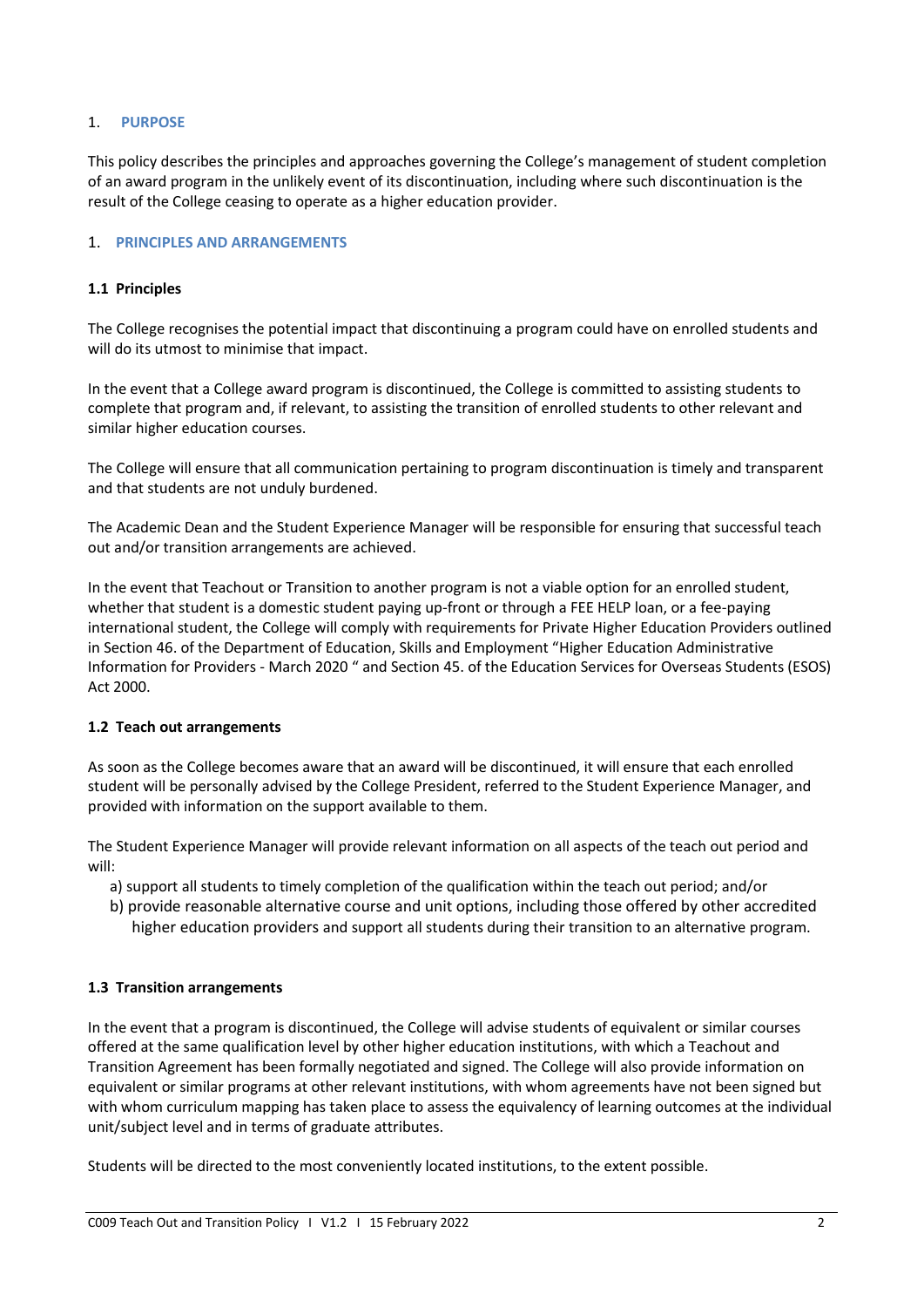## 1. PURPOSE

This policy describes the principles and approaches governing the College's management of student completion of an award program in the unlikely event of its discontinuation, including where such discontinuation is the result of the College ceasing to operate as a higher education provider.

## 1. PRINCIPLES AND ARRANGEMENTS

### 1.1 Principles

The College recognises the potential impact that discontinuing a program could have on enrolled students and will do its utmost to minimise that impact.

In the event that a College award program is discontinued, the College is committed to assisting students to complete that program and, if relevant, to assisting the transition of enrolled students to other relevant and similar higher education courses.

The College will ensure that all communication pertaining to program discontinuation is timely and transparent and that students are not unduly burdened.

The Academic Dean and the Student Experience Manager will be responsible for ensuring that successful teach out and/or transition arrangements are achieved.

In the event that Teachout or Transition to another program is not a viable option for an enrolled student, whether that student is a domestic student paying up-front or through a FEE HELP loan, or a fee-paying international student, the College will comply with requirements for Private Higher Education Providers outlined in Section 46. of the Department of Education, Skills and Employment "Higher Education Administrative Information for Providers - March 2020 " and Section 45. of the Education Services for Overseas Students (ESOS) Act 2000.

### 1.2 Teach out arrangements

As soon as the College becomes aware that an award will be discontinued, it will ensure that each enrolled student will be personally advised by the College President, referred to the Student Experience Manager, and provided with information on the support available to them.

The Student Experience Manager will provide relevant information on all aspects of the teach out period and will:

a) support all students to timely completion of the qualification within the teach out period; and/or
b) provide reasonable alternative course and unit options, including those offered by other accredited higher education providers and support all students during their transition to an alternative program.

### 1.3 Transition arrangements

In the event that a program is discontinued, the College will advise students of equivalent or similar courses offered at the same qualification level by other higher education institutions, with which a Teachout and Transition Agreement has been formally negotiated and signed. The College will also provide information on equivalent or similar programs at other relevant institutions, with whom agreements have not been signed but with whom curriculum mapping has taken place to assess the equivalency of learning outcomes at the individual unit/subject level and in terms of graduate attributes.

Students will be directed to the most conveniently located institutions, to the extent possible.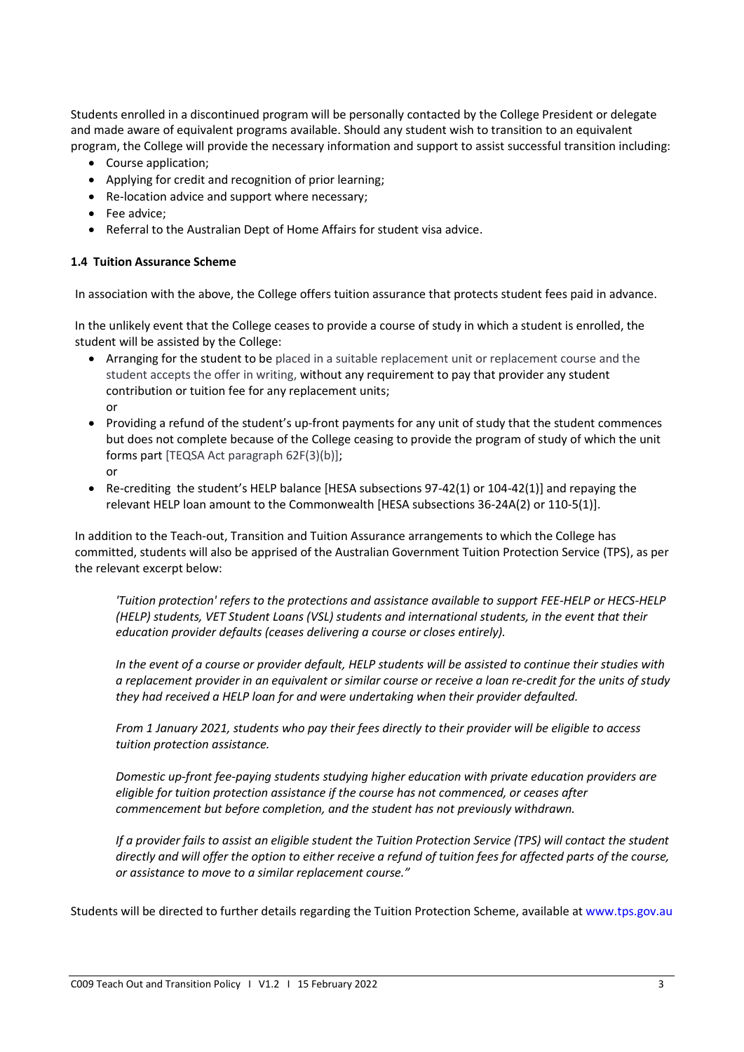Students enrolled in a discontinued program will be personally contacted by the College President or delegate and made aware of equivalent programs available. Should any student wish to transition to an equivalent program, the College will provide the necessary information and support to assist successful transition including:

- Course application;
- Applying for credit and recognition of prior learning;
- Re-location advice and support where necessary;
- Fee advice;
- Referral to the Australian Dept of Home Affairs for student visa advice.

### 1.4 Tuition Assurance Scheme

In association with the above, the College offers tuition assurance that protects student fees paid in advance.

In the unlikely event that the College ceases to provide a course of study in which a student is enrolled, the student will be assisted by the College:

- Arranging for the student to be placed in a suitable replacement unit or replacement course and the student accepts the offer in writing, without any requirement to pay that provider any student contribution or tuition fee for any replacement units;
  or
- Providing a refund of the student's up-front payments for any unit of study that the student commences but does not complete because of the College ceasing to provide the program of study of which the unit forms part [TEQSA Act paragraph 62F(3)(b)];
  or
- Re-crediting the student's HELP balance [HESA subsections 97-42(1) or 104-42(1)] and repaying the relevant HELP loan amount to the Commonwealth [HESA subsections 36-24A(2) or 110-5(1)].

In addition to the Teach-out, Transition and Tuition Assurance arrangements to which the College has committed, students will also be apprised of the Australian Government Tuition Protection Service (TPS), as per the relevant excerpt below:

> *'Tuition protection' refers to the protections and assistance available to support FEE-HELP or HECS-HELP (HELP) students, VET Student Loans (VSL) students and international students, in the event that their education provider defaults (ceases delivering a course or closes entirely).*
>
> *In the event of a course or provider default, HELP students will be assisted to continue their studies with a replacement provider in an equivalent or similar course or receive a loan re-credit for the units of study they had received a HELP loan for and were undertaking when their provider defaulted.*
>
> *From 1 January 2021, students who pay their fees directly to their provider will be eligible to access tuition protection assistance.*
>
> *Domestic up-front fee-paying students studying higher education with private education providers are eligible for tuition protection assistance if the course has not commenced, or ceases after commencement but before completion, and the student has not previously withdrawn.*
>
> *If a provider fails to assist an eligible student the Tuition Protection Service (TPS) will contact the student directly and will offer the option to either receive a refund of tuition fees for affected parts of the course, or assistance to move to a similar replacement course."*

Students will be directed to further details regarding the Tuition Protection Scheme, available at www.tps.gov.au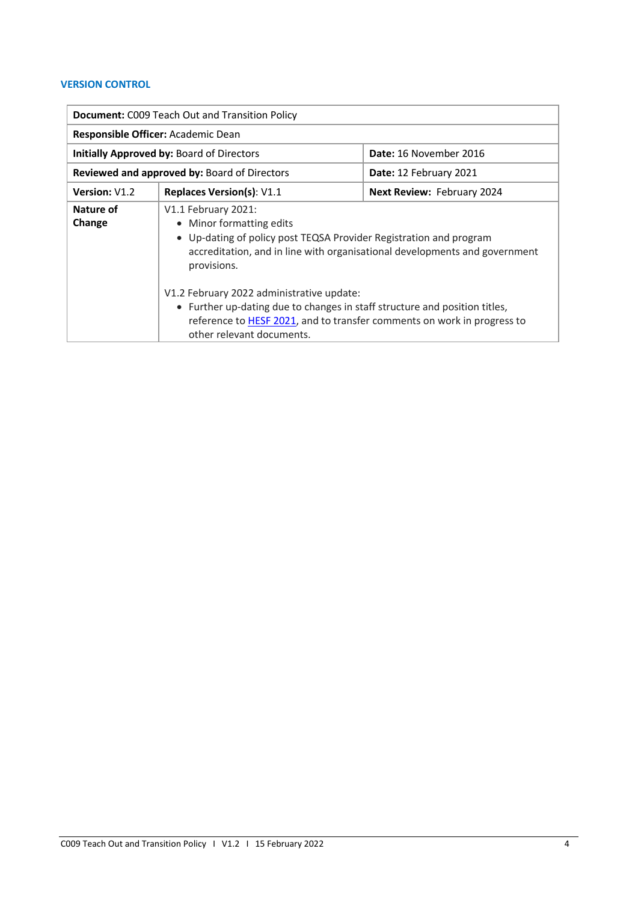## VERSION CONTROL

| | | |
|---|---|---|
| **Document:** C009 Teach Out and Transition Policy | | |
| **Responsible Officer:** Academic Dean | | |
| **Initially Approved by:** Board of Directors | | **Date:** 16 November 2016 |
| **Reviewed and approved by:** Board of Directors | | **Date:** 12 February 2021 |
| **Version:** V1.2 | **Replaces Version(s)**: V1.1 | **Next Review:** February 2024 |
| **Nature of Change** | V1.1 February 2021:<br>• Minor formatting edits<br>• Up-dating of policy post TEQSA Provider Registration and program accreditation, and in line with organisational developments and government provisions.<br><br>V1.2 February 2022 administrative update:<br>• Further up-dating due to changes in staff structure and position titles, reference to HESF 2021, and to transfer comments on work in progress to other relevant documents. | |